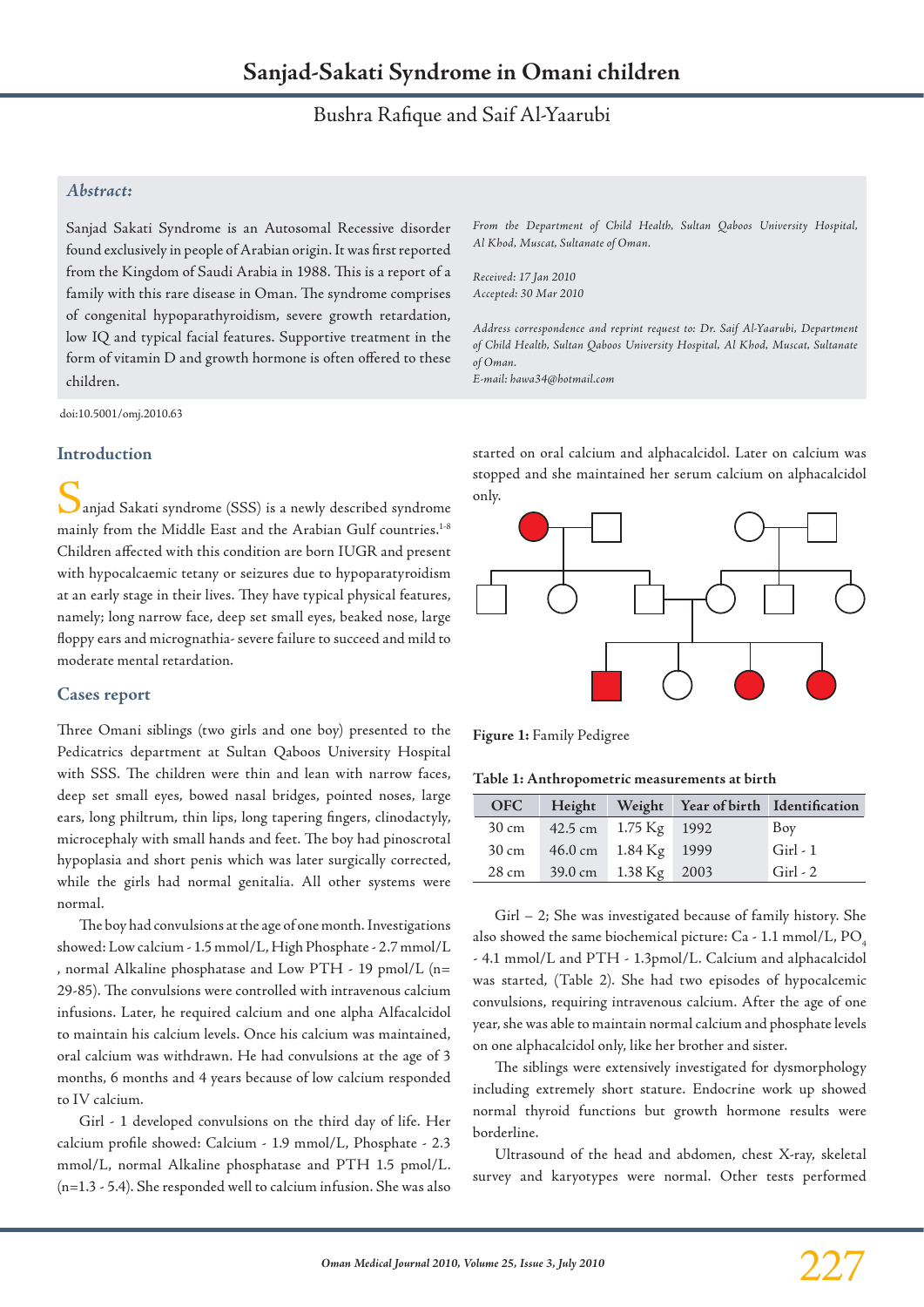# Sanjad-Sakati Syndrome in Omani children

Bushra Rafique and Saif Al-Yaarubi

## *Abstract:*

Sanjad Sakati Syndrome is an Autosomal Recessive disorder found exclusively in people of Arabian origin. It was first reported from the Kingdom of Saudi Arabia in 1988. This is a report of a family with this rare disease in Oman. The syndrome comprises of congenital hypoparathyroidism, severe growth retardation, low IQ and typical facial features. Supportive treatment in the form of vitamin D and growth hormone is often offered to these children.

*From the Department of Child Health, Sultan Qaboos University Hospital, Al Khod, Muscat, Sultanate of Oman.*

*Received: 17 Jan 2010*
*Accepted: 30 Mar 2010*

*Address correspondence and reprint request to: Dr. Saif Al-Yaarubi, Department of Child Health, Sultan Qaboos University Hospital, Al Khod, Muscat, Sultanate of Oman.*
*E-mail: hawa34@hotmail.com*

doi:10.5001/omj.2010.63

## Introduction

Sanjad Sakati syndrome (SSS) is a newly described syndrome mainly from the Middle East and the Arabian Gulf countries.[1-8] Children affected with this condition are born IUGR and present with hypocalcaemic tetany or seizures due to hypoparatyroidism at an early stage in their lives. They have typical physical features, namely; long narrow face, deep set small eyes, beaked nose, large floppy ears and micrognathia- severe failure to succeed and mild to moderate mental retardation.

## Cases report

Three Omani siblings (two girls and one boy) presented to the Pedicatrics department at Sultan Qaboos University Hospital with SSS. The children were thin and lean with narrow faces, deep set small eyes, bowed nasal bridges, pointed noses, large ears, long philtrum, thin lips, long tapering fingers, clinodactyly, microcephaly with small hands and feet. The boy had pinoscrotal hypoplasia and short penis which was later surgically corrected, while the girls had normal genitalia. All other systems were normal.

The boy had convulsions at the age of one month. Investigations showed: Low calcium - 1.5 mmol/L, High Phosphate - 2.7 mmol/L , normal Alkaline phosphatase and Low PTH - 19 pmol/L (n= 29-85). The convulsions were controlled with intravenous calcium infusions. Later, he required calcium and one alpha Alfacalcidol to maintain his calcium levels. Once his calcium was maintained, oral calcium was withdrawn. He had convulsions at the age of 3 months, 6 months and 4 years because of low calcium responded to IV calcium.

Girl - 1 developed convulsions on the third day of life. Her calcium profile showed: Calcium - 1.9 mmol/L, Phosphate - 2.3 mmol/L, normal Alkaline phosphatase and PTH 1.5 pmol/L. (n=1.3 - 5.4). She responded well to calcium infusion. She was also started on oral calcium and alphacalcidol. Later on calcium was stopped and she maintained her serum calcium on alphacalcidol only.

**Figure 1:** Family Pedigree

**Table 1: Anthropometric measurements at birth**

| OFC | Height | Weight | Year of birth | Identification |
|---|---|---|---|---|
| 30 cm | 42.5 cm | 1.75 Kg | 1992 | Boy |
| 30 cm | 46.0 cm | 1.84 Kg | 1999 | Girl - 1 |
| 28 cm | 39.0 cm | 1.38 Kg | 2003 | Girl - 2 |

Girl – 2; She was investigated because of family history. She also showed the same biochemical picture: Ca - 1.1 mmol/L, $PO_4$ - 4.1 mmol/L and PTH - 1.3pmol/L. Calcium and alphacalcidol was started, (Table 2). She had two episodes of hypocalcemic convulsions, requiring intravenous calcium. After the age of one year, she was able to maintain normal calcium and phosphate levels on one alphacalcidol only, like her brother and sister.

The siblings were extensively investigated for dysmorphology including extremely short stature. Endocrine work up showed normal thyroid functions but growth hormone results were borderline.

Ultrasound of the head and abdomen, chest X-ray, skeletal survey and karyotypes were normal. Other tests performed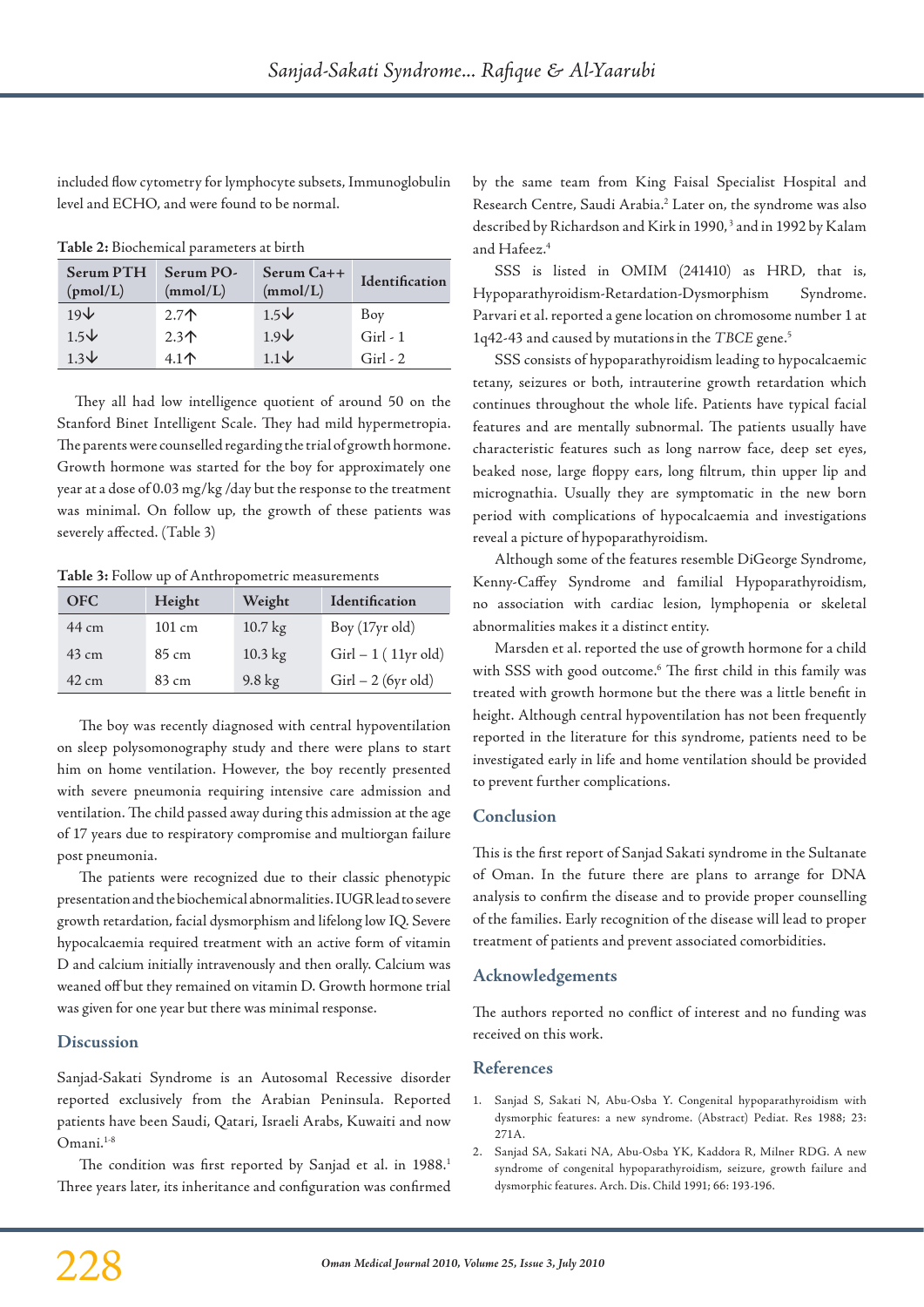included flow cytometry for lymphocyte subsets, Immunoglobulin level and ECHO, and were found to be normal.

**Table 2:** Biochemical parameters at birth

| Serum PTH (pmol/L) | Serum PO- (mmol/L) | Serum Ca++ (mmol/L) | Identification |
|---|---|---|---|
| 19↓ | 2.7↑ | 1.5↓ | Boy |
| 1.5↓ | 2.3↑ | 1.9↓ | Girl - 1 |
| 1.3↓ | 4.1↑ | 1.1↓ | Girl - 2 |

They all had low intelligence quotient of around 50 on the Stanford Binet Intelligent Scale. They had mild hypermetropia. The parents were counselled regarding the trial of growth hormone. Growth hormone was started for the boy for approximately one year at a dose of 0.03 mg/kg /day but the response to the treatment was minimal. On follow up, the growth of these patients was severely affected. (Table 3)

**Table 3:** Follow up of Anthropometric measurements

| OFC | Height | Weight | Identification |
|---|---|---|---|
| 44 cm | 101 cm | 10.7 kg | Boy (17yr old) |
| 43 cm | 85 cm | 10.3 kg | Girl – 1 ( 11yr old) |
| 42 cm | 83 cm | 9.8 kg | Girl – 2 (6yr old) |

The boy was recently diagnosed with central hypoventilation on sleep polysomonography study and there were plans to start him on home ventilation. However, the boy recently presented with severe pneumonia requiring intensive care admission and ventilation. The child passed away during this admission at the age of 17 years due to respiratory compromise and multiorgan failure post pneumonia.

The patients were recognized due to their classic phenotypic presentation and the biochemical abnormalities. IUGR lead to severe growth retardation, facial dysmorphism and lifelong low IQ. Severe hypocalcaemia required treatment with an active form of vitamin D and calcium initially intravenously and then orally. Calcium was weaned off but they remained on vitamin D. Growth hormone trial was given for one year but there was minimal response.

## Discussion

Sanjad-Sakati Syndrome is an Autosomal Recessive disorder reported exclusively from the Arabian Peninsula. Reported patients have been Saudi, Qatari, Israeli Arabs, Kuwaiti and now Omani.[1-8]

The condition was first reported by Sanjad et al. in 1988.[1] Three years later, its inheritance and configuration was confirmed by the same team from King Faisal Specialist Hospital and Research Centre, Saudi Arabia.[2] Later on, the syndrome was also described by Richardson and Kirk in 1990,[3] and in 1992 by Kalam and Hafeez.[4]

SSS is listed in OMIM (241410) as HRD, that is, Hypoparathyroidism-Retardation-Dysmorphism Syndrome. Parvari et al. reported a gene location on chromosome number 1 at 1q42-43 and caused by mutations in the *TBCE* gene.[5]

SSS consists of hypoparathyroidism leading to hypocalcaemic tetany, seizures or both, intrauterine growth retardation which continues throughout the whole life. Patients have typical facial features and are mentally subnormal. The patients usually have characteristic features such as long narrow face, deep set eyes, beaked nose, large floppy ears, long filtrum, thin upper lip and micrognathia. Usually they are symptomatic in the new born period with complications of hypocalcaemia and investigations reveal a picture of hypoparathyroidism.

Although some of the features resemble DiGeorge Syndrome, Kenny-Caffey Syndrome and familial Hypoparathyroidism, no association with cardiac lesion, lymphopenia or skeletal abnormalities makes it a distinct entity.

Marsden et al. reported the use of growth hormone for a child with SSS with good outcome.[6] The first child in this family was treated with growth hormone but the there was a little benefit in height. Although central hypoventilation has not been frequently reported in the literature for this syndrome, patients need to be investigated early in life and home ventilation should be provided to prevent further complications.

## Conclusion

This is the first report of Sanjad Sakati syndrome in the Sultanate of Oman. In the future there are plans to arrange for DNA analysis to confirm the disease and to provide proper counselling of the families. Early recognition of the disease will lead to proper treatment of patients and prevent associated comorbidities.

## Acknowledgements

The authors reported no conflict of interest and no funding was received on this work.

## References

1. Sanjad S, Sakati N, Abu-Osba Y. Congenital hypoparathyroidism with dysmorphic features: a new syndrome. (Abstract) Pediat. Res 1988; 23: 271A.
2. Sanjad SA, Sakati NA, Abu-Osba YK, Kaddora R, Milner RDG. A new syndrome of congenital hypoparathyroidism, seizure, growth failure and dysmorphic features. Arch. Dis. Child 1991; 66: 193-196.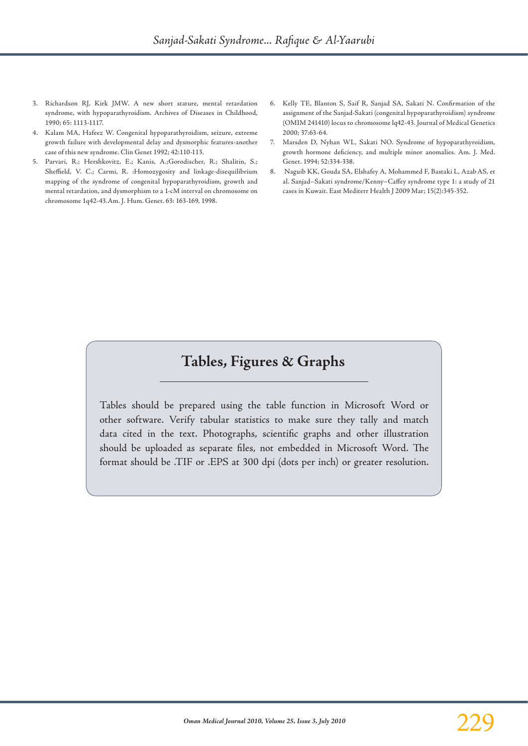3. Richardson RJ, Kirk JMW. A new short stature, mental retardation syndrome, with hypoparathyroidism. Archives of Diseases in Childhood, 1990; 65: 1113-1117.
4. Kalam MA, Hafeez W. Congenital hypoparathyroidism, seizure, extreme growth failure with developmental delay and dysmorphic features-another case of this new syndrome. Clin Genet 1992; 42:110-113.
5. Parvari, R.; Hershkovitz, E.; Kanis, A.;Gorodischer, R.; Shalitin, S.; Sheffield, V. C.; Carmi, R. :Homozygosity and linkage-disequilibrium mapping of the syndrome of congenital hypoparathyroidism, growth and mental retardation, and dysmorphism to a 1-cM interval on chromosome on chromosome 1q42-43.Am. J. Hum. Genet. 63: 163-169, 1998.
6. Kelly TE, Blanton S, Saif R, Sanjad SA, Sakati N. Confirmation of the assignment of the Sanjad-Sakati (congenital hypoparathyroidism) syndrome (OMIM 241410) locus to chromosome lq42-43. Journal of Medical Genetics 2000; 37:63-64.
7. Marsden D, Nyhan WL, Sakati NO. Syndrome of hypoparathyroidism, growth hormone deficiency, and multiple minor anomalies. Am. J. Med. Genet. 1994; 52:334-338.
8. Naguib KK, Gouda SA, Elshafey A, Mohammed F, Bastaki L, Azab AS, et al. Sanjad–Sakati syndrome/Kenny–Caffey syndrome type 1: a study of 21 cases in Kuwait. East Mediterr Health J 2009 Mar; 15(2):345-352.

## Tables, Figures & Graphs

Tables should be prepared using the table function in Microsoft Word or other software. Verify tabular statistics to make sure they tally and match data cited in the text. Photographs, scientific graphs and other illustration should be uploaded as separate files, not embedded in Microsoft Word. The format should be .TIF or .EPS at 300 dpi (dots per inch) or greater resolution.